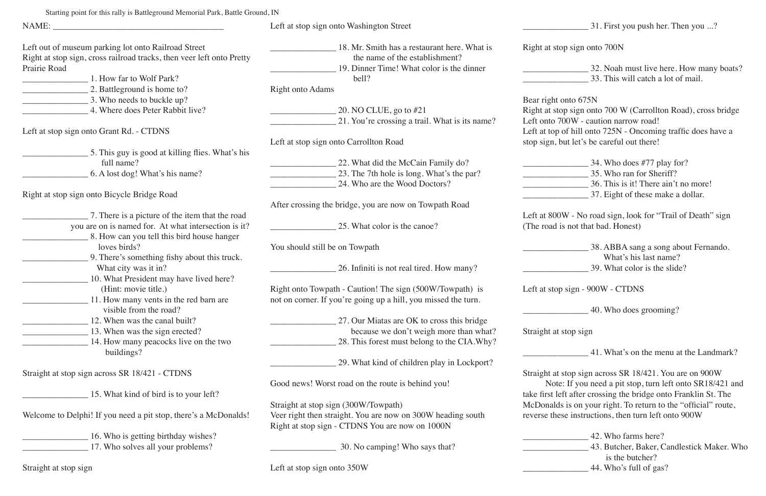Starting point for this rally is Battleground Memorial Park, Battle Ground, IN

NAME: ________________________________________

Left out of museum parking lot onto Railroad Street
Right at stop sign, cross railroad tracks, then veer left onto Pretty Prairie Road

_______________ 1. How far to Wolf Park?
_______________ 2. Battleground is home to?
_______________ 3. Who needs to buckle up?
_______________ 4. Where does Peter Rabbit live?

Left at stop sign onto Grant Rd. - CTDNS

_______________ 5. This guy is good at killing flies. What's his full name?
_______________ 6. A lost dog! What's his name?

Right at stop sign onto Bicycle Bridge Road

_______________ 7. There is a picture of the item that the road you are on is named for. At what intersection is it?
_______________ 8. How can you tell this bird house hanger loves birds?
_______________ 9. There's something fishy about this truck. What city was it in?
_______________ 10. What President may have lived here? (Hint: movie title.)
_______________ 11. How many vents in the red barn are visible from the road?
_______________ 12. When was the canal built?
_______________ 13. When was the sign erected?
_______________ 14. How many peacocks live on the two buildings?

Straight at stop sign across SR 18/421 - CTDNS

_______________ 15. What kind of bird is to your left?

Welcome to Delphi! If you need a pit stop, there's a McDonalds!

_______________ 16. Who is getting birthday wishes?
_______________ 17. Who solves all your problems?

Straight at stop sign

Left at stop sign onto Washington Street

_______________ 18. Mr. Smith has a restaurant here. What is the name of the establishment?
_______________ 19. Dinner Time! What color is the dinner bell?

Right onto Adams

_______________ 20. NO CLUE, go to #21
_______________ 21. You're crossing a trail. What is its name?

Left at stop sign onto Carrollton Road

_______________ 22. What did the McCain Family do?
_______________ 23. The 7th hole is long. What's the par?
_______________ 24. Who are the Wood Doctors?

After crossing the bridge, you are now on Towpath Road

_______________ 25. What color is the canoe?

You should still be on Towpath

_______________ 26. Infiniti is not real tired. How many?

Right onto Towpath - Caution! The sign (500W/Towpath) is not on corner. If you're going up a hill, you missed the turn.

_______________ 27. Our Miatas are OK to cross this bridge because we don't weigh more than what?
_______________ 28. This forest must belong to the CIA. Why?

_______________ 29. What kind of children play in Lockport?

Good news! Worst road on the route is behind you!

Straight at stop sign (300W/Towpath)
Veer right then straight. You are now on 300W heading south
Right at stop sign - CTDNS You are now on 1000N

_______________ 30. No camping! Who says that?

Left at stop sign onto 350W

_______________ 31. First you push her. Then you ...?

Right at stop sign onto 700N

_______________ 32. Noah must live here. How many boats?
_______________ 33. This will catch a lot of mail.

Bear right onto 675N
Right at stop sign onto 700 W (Carrollton Road), cross bridge
Left onto 700W - caution narrow road!
Left at top of hill onto 725N - Oncoming traffic does have a stop sign, but let's be careful out there!

_______________ 34. Who does #77 play for?
_______________ 35. Who ran for Sheriff?
_______________ 36. This is it! There ain't no more!
_______________ 37. Eight of these make a dollar.

Left at 800W - No road sign, look for "Trail of Death" sign
(The road is not that bad. Honest)

_______________ 38. ABBA sang a song about Fernando. What's his last name?
_______________ 39. What color is the slide?

Left at stop sign - 900W - CTDNS

_______________ 40. Who does grooming?

Straight at stop sign

_______________ 41. What's on the menu at the Landmark?

Straight at stop sign across SR 18/421. You are on 900W
Note: If you need a pit stop, turn left onto SR18/421 and take first left after crossing the bridge onto Franklin St. The McDonalds is on your right. To return to the "official" route, reverse these instructions, then turn left onto 900W

_______________ 42. Who farms here?
_______________ 43. Butcher, Baker, Candlestick Maker. Who is the butcher?
_______________ 44. Who's full of gas?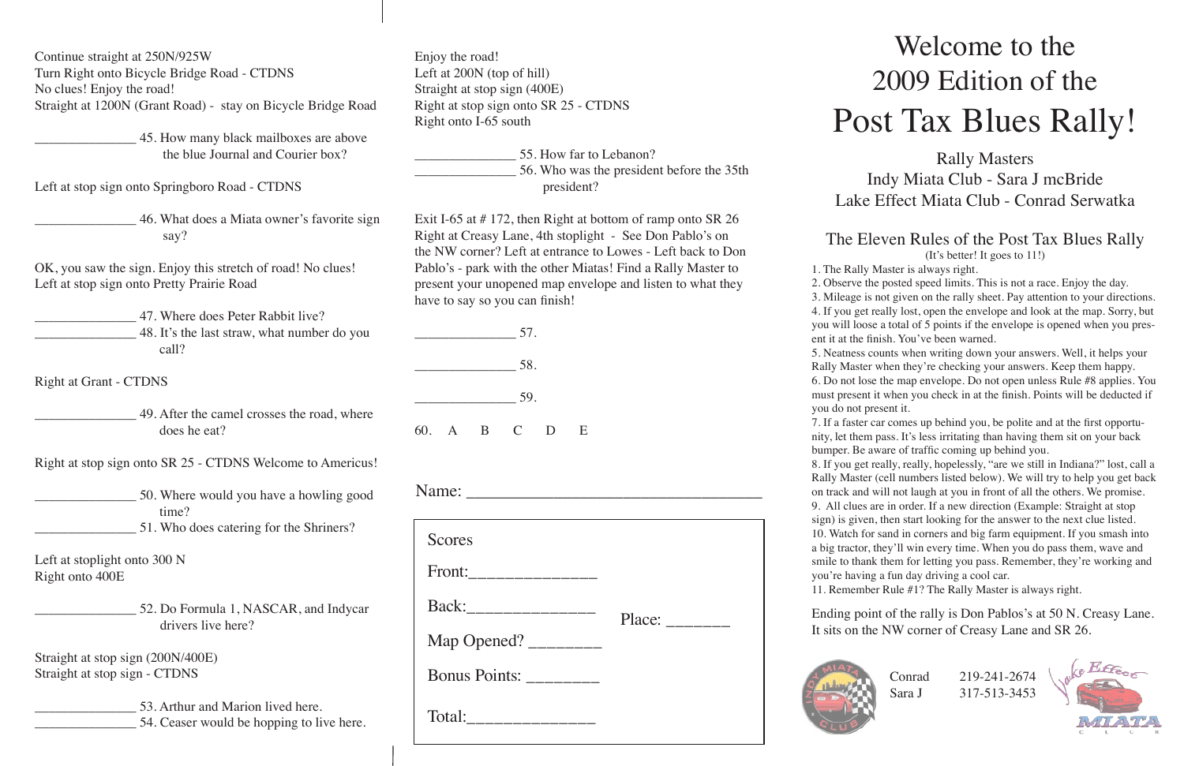Continue straight at 250N/925W
Turn Right onto Bicycle Bridge Road - CTDNS
No clues! Enjoy the road!
Straight at 1200N (Grant Road) - stay on Bicycle Bridge Road

______________ 45. How many black mailboxes are above the blue Journal and Courier box?

Left at stop sign onto Springboro Road - CTDNS

______________ 46. What does a Miata owner's favorite sign say?

OK, you saw the sign. Enjoy this stretch of road! No clues!
Left at stop sign onto Pretty Prairie Road

______________ 47. Where does Peter Rabbit live?
______________ 48. It's the last straw, what number do you call?

Right at Grant - CTDNS

______________ 49. After the camel crosses the road, where does he eat?

Right at stop sign onto SR 25 - CTDNS Welcome to Americus!

______________ 50. Where would you have a howling good time?
______________ 51. Who does catering for the Shriners?

Left at stoplight onto 300 N
Right onto 400E

______________ 52. Do Formula 1, NASCAR, and Indycar drivers live here?

Straight at stop sign (200N/400E)
Straight at stop sign - CTDNS

______________ 53. Arthur and Marion lived here.
______________ 54. Ceaser would be hopping to live here.

Enjoy the road!
Left at 200N (top of hill)
Straight at stop sign (400E)
Right at stop sign onto SR 25 - CTDNS
Right onto I-65 south

______________ 55. How far to Lebanon?
______________ 56. Who was the president before the 35th president?

Exit I-65 at # 172, then Right at bottom of ramp onto SR 26
Right at Creasy Lane, 4th stoplight - See Don Pablo's on the NW corner? Left at entrance to Lowes - Left back to Don Pablo's - park with the other Miatas! Find a Rally Master to present your unopened map envelope and listen to what they have to say so you can finish!

______________ 57.

______________ 58.

______________ 59.

60. A B C D E

Name: ______________________________________

Scores

Front:______________

Back:______________

Map Opened? ________

Bonus Points: ________

Total:______________

Place: _______

# Welcome to the 2009 Edition of the Post Tax Blues Rally!

Rally Masters
Indy Miata Club - Sara J mcBride
Lake Effect Miata Club - Conrad Serwatka

## The Eleven Rules of the Post Tax Blues Rally

(It's better! It goes to 11!)

1. The Rally Master is always right.
2. Observe the posted speed limits. This is not a race. Enjoy the day.
3. Mileage is not given on the rally sheet. Pay attention to your directions.
4. If you get really lost, open the envelope and look at the map. Sorry, but you will loose a total of 5 points if the envelope is opened when you present it at the finish. You've been warned.
5. Neatness counts when writing down your answers. Well, it helps your Rally Master when they're checking your answers. Keep them happy.
6. Do not lose the map envelope. Do not open unless Rule #8 applies. You must present it when you check in at the finish. Points will be deducted if you do not present it.
7. If a faster car comes up behind you, be polite and at the first opportunity, let them pass. It's less irritating than having them sit on your back bumper. Be aware of traffic coming up behind you.
8. If you get really, really, hopelessly, "are we still in Indiana?" lost, call a Rally Master (cell numbers listed below). We will try to help you get back on track and will not laugh at you in front of all the others. We promise.
9. All clues are in order. If a new direction (Example: Straight at stop sign) is given, then start looking for the answer to the next clue listed.
10. Watch for sand in corners and big farm equipment. If you smash into a big tractor, they'll win every time. When you do pass them, wave and smile to thank them for letting you pass. Remember, they're working and you're having a fun day driving a cool car.
11. Remember Rule #1? The Rally Master is always right.

Ending point of the rally is Don Pablos's at 50 N. Creasy Lane. It sits on the NW corner of Creasy Lane and SR 26.

Conrad 219-241-2674
Sara J 317-513-3453